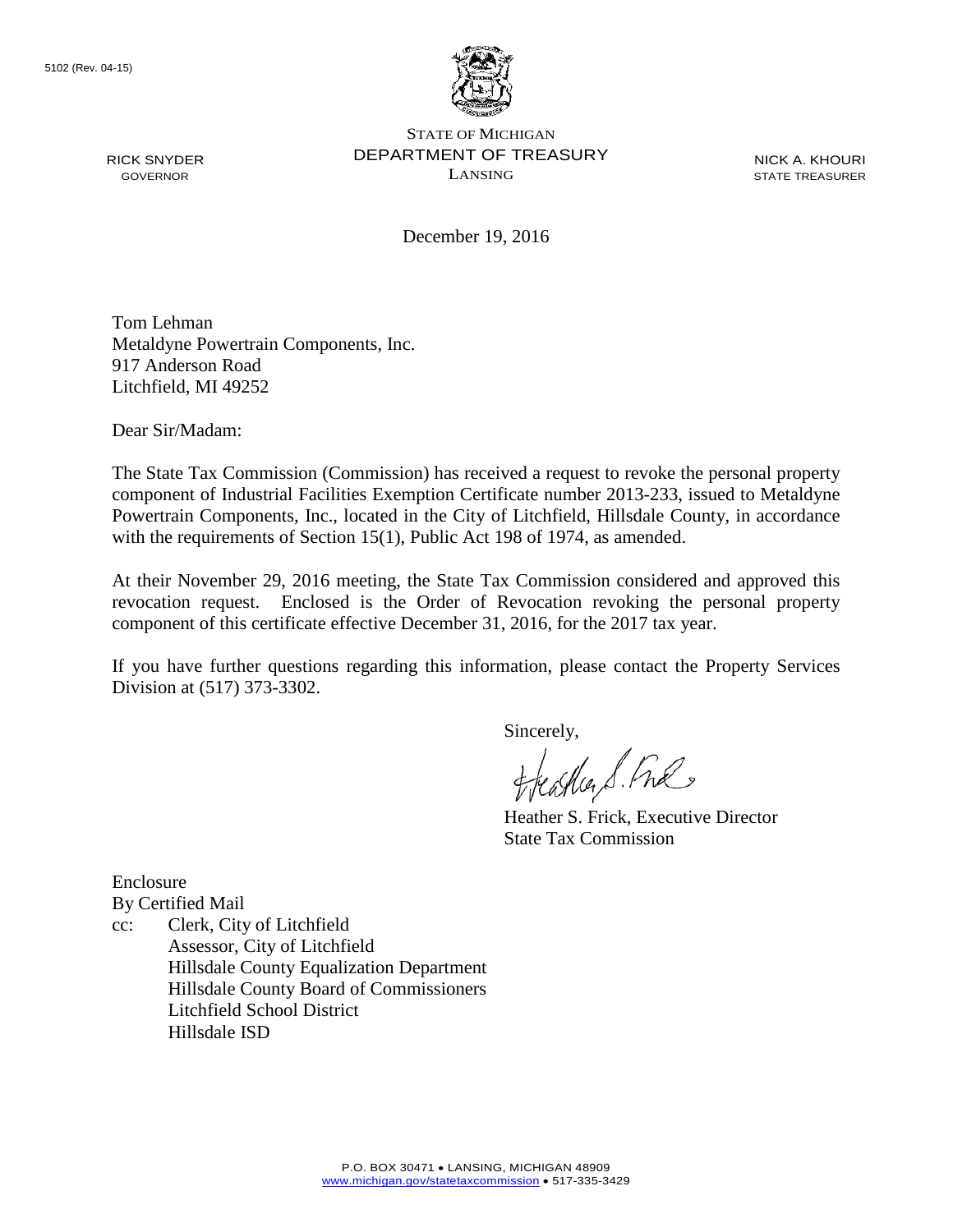5102 (Rev. 04-15)

STATE OF MICHIGAN
DEPARTMENT OF TREASURY
LANSING

RICK SNYDER
GOVERNOR

NICK A. KHOURI
STATE TREASURER

December 19, 2016

Tom Lehman
Metaldyne Powertrain Components, Inc.
917 Anderson Road
Litchfield, MI 49252

Dear Sir/Madam:

The State Tax Commission (Commission) has received a request to revoke the personal property component of Industrial Facilities Exemption Certificate number 2013-233, issued to Metaldyne Powertrain Components, Inc., located in the City of Litchfield, Hillsdale County, in accordance with the requirements of Section 15(1), Public Act 198 of 1974, as amended.

At their November 29, 2016 meeting, the State Tax Commission considered and approved this revocation request. Enclosed is the Order of Revocation revoking the personal property component of this certificate effective December 31, 2016, for the 2017 tax year.

If you have further questions regarding this information, please contact the Property Services Division at (517) 373-3302.

Sincerely,

Heather S. Frick, Executive Director
State Tax Commission

Enclosure
By Certified Mail
cc: Clerk, City of Litchfield
Assessor, City of Litchfield
Hillsdale County Equalization Department
Hillsdale County Board of Commissioners
Litchfield School District
Hillsdale ISD

P.O. BOX 30471 • LANSING, MICHIGAN 48909
www.michigan.gov/statetaxcommission • 517-335-3429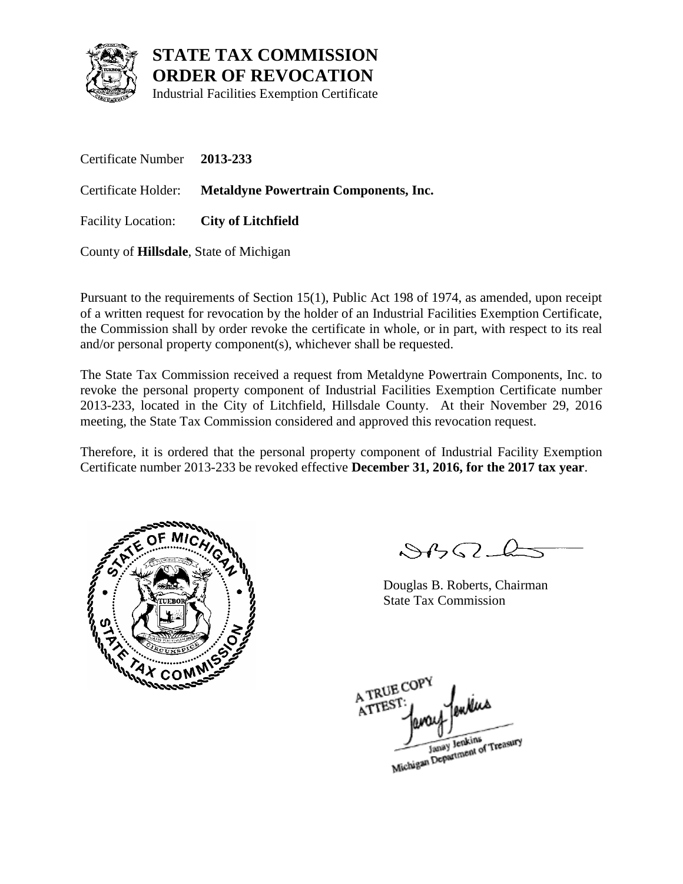# STATE TAX COMMISSION
# ORDER OF REVOCATION
Industrial Facilities Exemption Certificate

Certificate Number **2013-233**

Certificate Holder: **Metaldyne Powertrain Components, Inc.**

Facility Location: **City of Litchfield**

County of **Hillsdale**, State of Michigan

Pursuant to the requirements of Section 15(1), Public Act 198 of 1974, as amended, upon receipt of a written request for revocation by the holder of an Industrial Facilities Exemption Certificate, the Commission shall by order revoke the certificate in whole, or in part, with respect to its real and/or personal property component(s), whichever shall be requested.

The State Tax Commission received a request from Metaldyne Powertrain Components, Inc. to revoke the personal property component of Industrial Facilities Exemption Certificate number 2013-233, located in the City of Litchfield, Hillsdale County. At their November 29, 2016 meeting, the State Tax Commission considered and approved this revocation request.

Therefore, it is ordered that the personal property component of Industrial Facility Exemption Certificate number 2013-233 be revoked effective **December 31, 2016, for the 2017 tax year**.

Douglas B. Roberts, Chairman
State Tax Commission

A TRUE COPY
ATTEST:
Janay Jenkins
Michigan Department of Treasury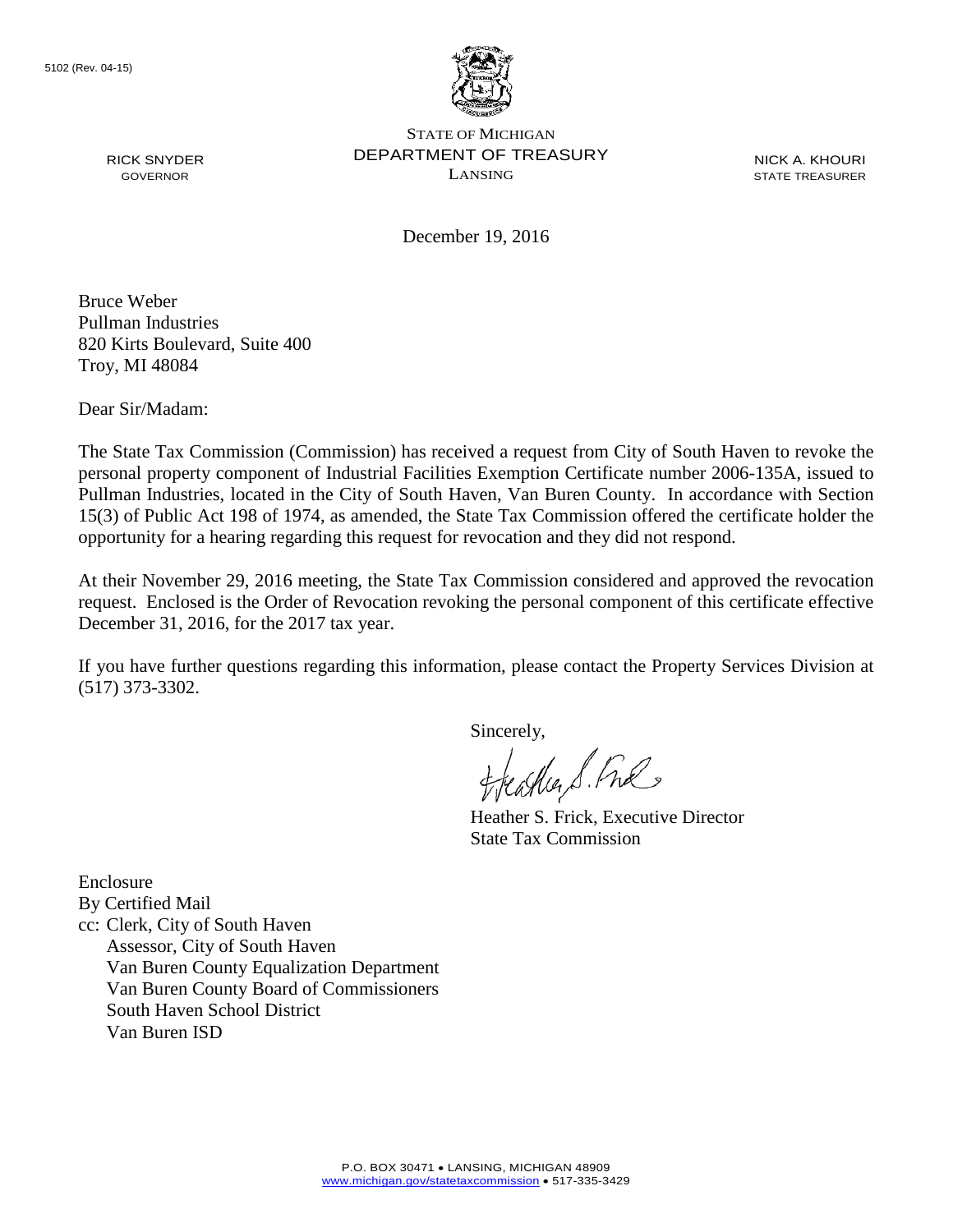5102 (Rev. 04-15)

STATE OF MICHIGAN
DEPARTMENT OF TREASURY
LANSING

RICK SNYDER
GOVERNOR

NICK A. KHOURI
STATE TREASURER

December 19, 2016

Bruce Weber
Pullman Industries
820 Kirts Boulevard, Suite 400
Troy, MI 48084

Dear Sir/Madam:

The State Tax Commission (Commission) has received a request from City of South Haven to revoke the personal property component of Industrial Facilities Exemption Certificate number 2006-135A, issued to Pullman Industries, located in the City of South Haven, Van Buren County. In accordance with Section 15(3) of Public Act 198 of 1974, as amended, the State Tax Commission offered the certificate holder the opportunity for a hearing regarding this request for revocation and they did not respond.

At their November 29, 2016 meeting, the State Tax Commission considered and approved the revocation request. Enclosed is the Order of Revocation revoking the personal component of this certificate effective December 31, 2016, for the 2017 tax year.

If you have further questions regarding this information, please contact the Property Services Division at (517) 373-3302.

Sincerely,

Heather S. Frick, Executive Director
State Tax Commission

Enclosure
By Certified Mail
cc: Clerk, City of South Haven
Assessor, City of South Haven
Van Buren County Equalization Department
Van Buren County Board of Commissioners
South Haven School District
Van Buren ISD

P.O. BOX 30471 • LANSING, MICHIGAN 48909
www.michigan.gov/statetaxcommission • 517-335-3429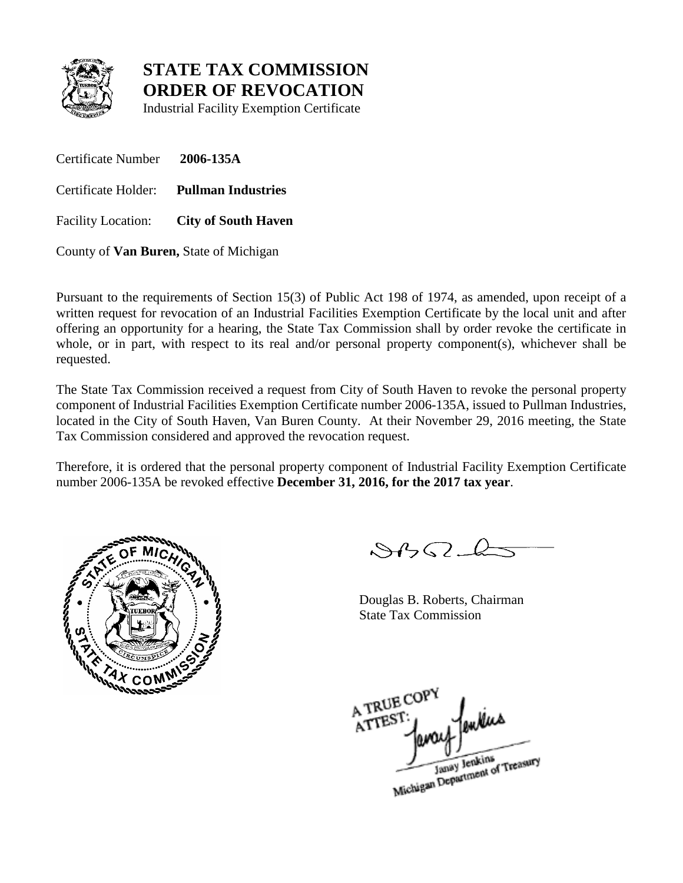# STATE TAX COMMISSION
# ORDER OF REVOCATION

Industrial Facility Exemption Certificate

Certificate Number **2006-135A**

Certificate Holder: **Pullman Industries**

Facility Location: **City of South Haven**

County of **Van Buren,** State of Michigan

Pursuant to the requirements of Section 15(3) of Public Act 198 of 1974, as amended, upon receipt of a written request for revocation of an Industrial Facilities Exemption Certificate by the local unit and after offering an opportunity for a hearing, the State Tax Commission shall by order revoke the certificate in whole, or in part, with respect to its real and/or personal property component(s), whichever shall be requested.

The State Tax Commission received a request from City of South Haven to revoke the personal property component of Industrial Facilities Exemption Certificate number 2006-135A, issued to Pullman Industries, located in the City of South Haven, Van Buren County. At their November 29, 2016 meeting, the State Tax Commission considered and approved the revocation request.

Therefore, it is ordered that the personal property component of Industrial Facility Exemption Certificate number 2006-135A be revoked effective **December 31, 2016, for the 2017 tax year**.

Douglas B. Roberts, Chairman
State Tax Commission

A TRUE COPY
ATTEST:
Janay Jenkins
Michigan Department of Treasury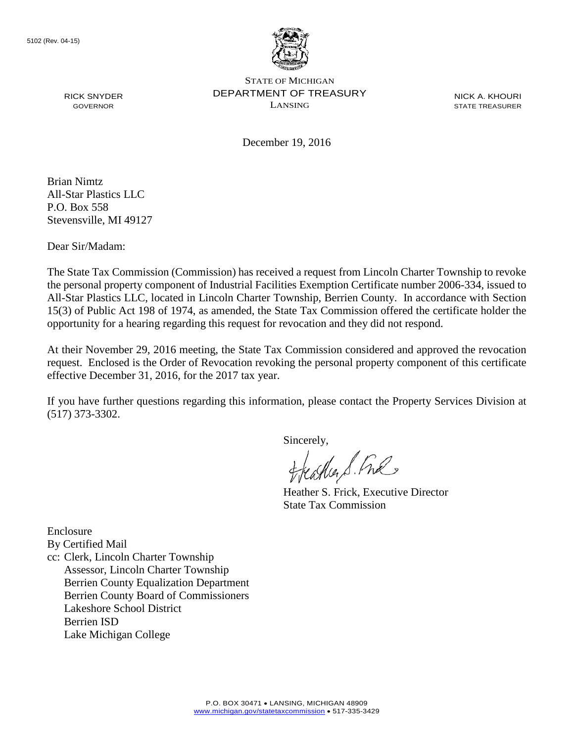5102 (Rev. 04-15)

STATE OF MICHIGAN
DEPARTMENT OF TREASURY
LANSING

RICK SNYDER
GOVERNOR

NICK A. KHOURI
STATE TREASURER

December 19, 2016

Brian Nimtz
All-Star Plastics LLC
P.O. Box 558
Stevensville, MI 49127

Dear Sir/Madam:

The State Tax Commission (Commission) has received a request from Lincoln Charter Township to revoke the personal property component of Industrial Facilities Exemption Certificate number 2006-334, issued to All-Star Plastics LLC, located in Lincoln Charter Township, Berrien County. In accordance with Section 15(3) of Public Act 198 of 1974, as amended, the State Tax Commission offered the certificate holder the opportunity for a hearing regarding this request for revocation and they did not respond.

At their November 29, 2016 meeting, the State Tax Commission considered and approved the revocation request. Enclosed is the Order of Revocation revoking the personal property component of this certificate effective December 31, 2016, for the 2017 tax year.

If you have further questions regarding this information, please contact the Property Services Division at (517) 373-3302.

Sincerely,

Heather S. Frick, Executive Director
State Tax Commission

Enclosure
By Certified Mail
cc: Clerk, Lincoln Charter Township
  Assessor, Lincoln Charter Township
  Berrien County Equalization Department
  Berrien County Board of Commissioners
  Lakeshore School District
  Berrien ISD
  Lake Michigan College

P.O. BOX 30471 • LANSING, MICHIGAN 48909
www.michigan.gov/statetaxcommission • 517-335-3429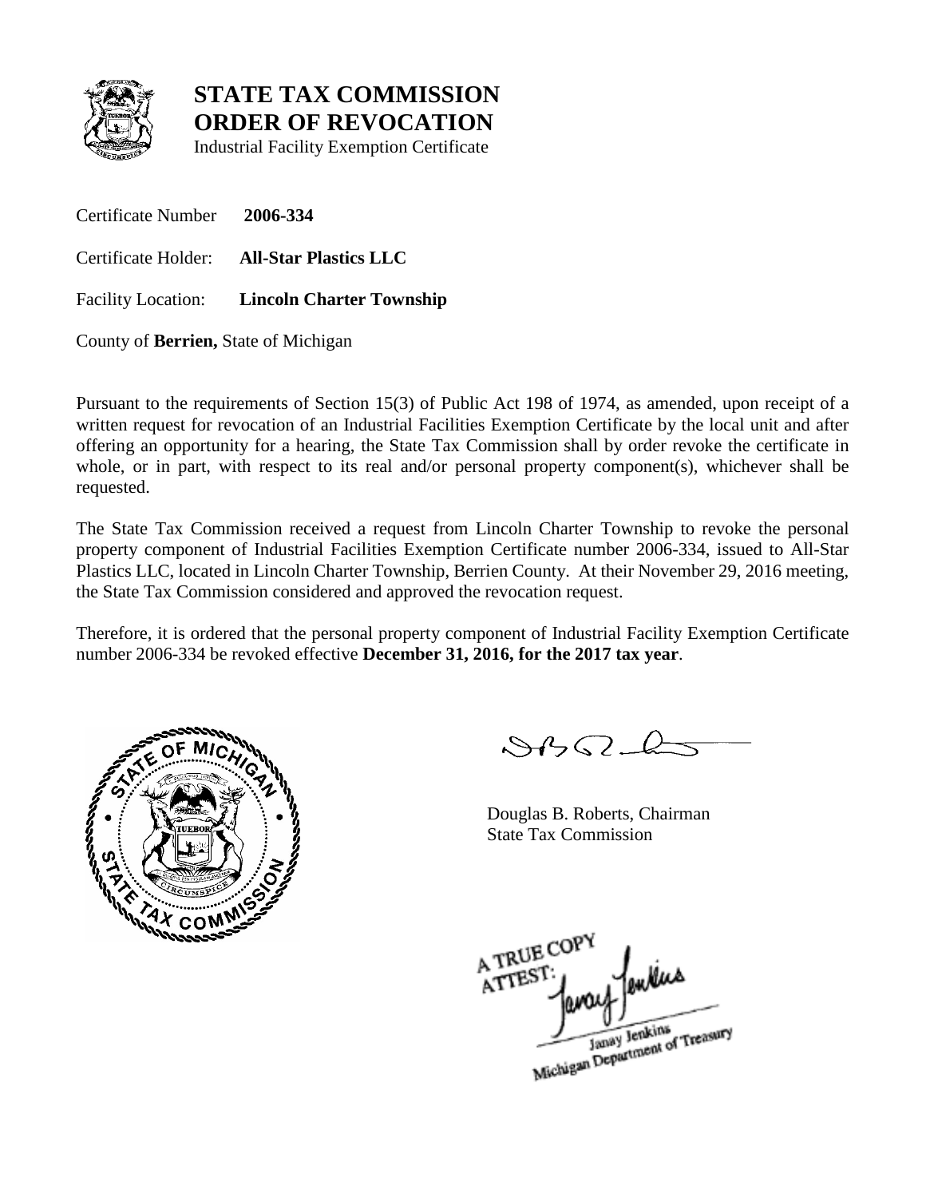# STATE TAX COMMISSION
# ORDER OF REVOCATION
Industrial Facility Exemption Certificate

Certificate Number **2006-334**

Certificate Holder: **All-Star Plastics LLC**

Facility Location: **Lincoln Charter Township**

County of **Berrien,** State of Michigan

Pursuant to the requirements of Section 15(3) of Public Act 198 of 1974, as amended, upon receipt of a written request for revocation of an Industrial Facilities Exemption Certificate by the local unit and after offering an opportunity for a hearing, the State Tax Commission shall by order revoke the certificate in whole, or in part, with respect to its real and/or personal property component(s), whichever shall be requested.

The State Tax Commission received a request from Lincoln Charter Township to revoke the personal property component of Industrial Facilities Exemption Certificate number 2006-334, issued to All-Star Plastics LLC, located in Lincoln Charter Township, Berrien County. At their November 29, 2016 meeting, the State Tax Commission considered and approved the revocation request.

Therefore, it is ordered that the personal property component of Industrial Facility Exemption Certificate number 2006-334 be revoked effective **December 31, 2016, for the 2017 tax year**.

Douglas B. Roberts, Chairman
State Tax Commission

A TRUE COPY
ATTEST:
Janay Jenkins
Michigan Department of Treasury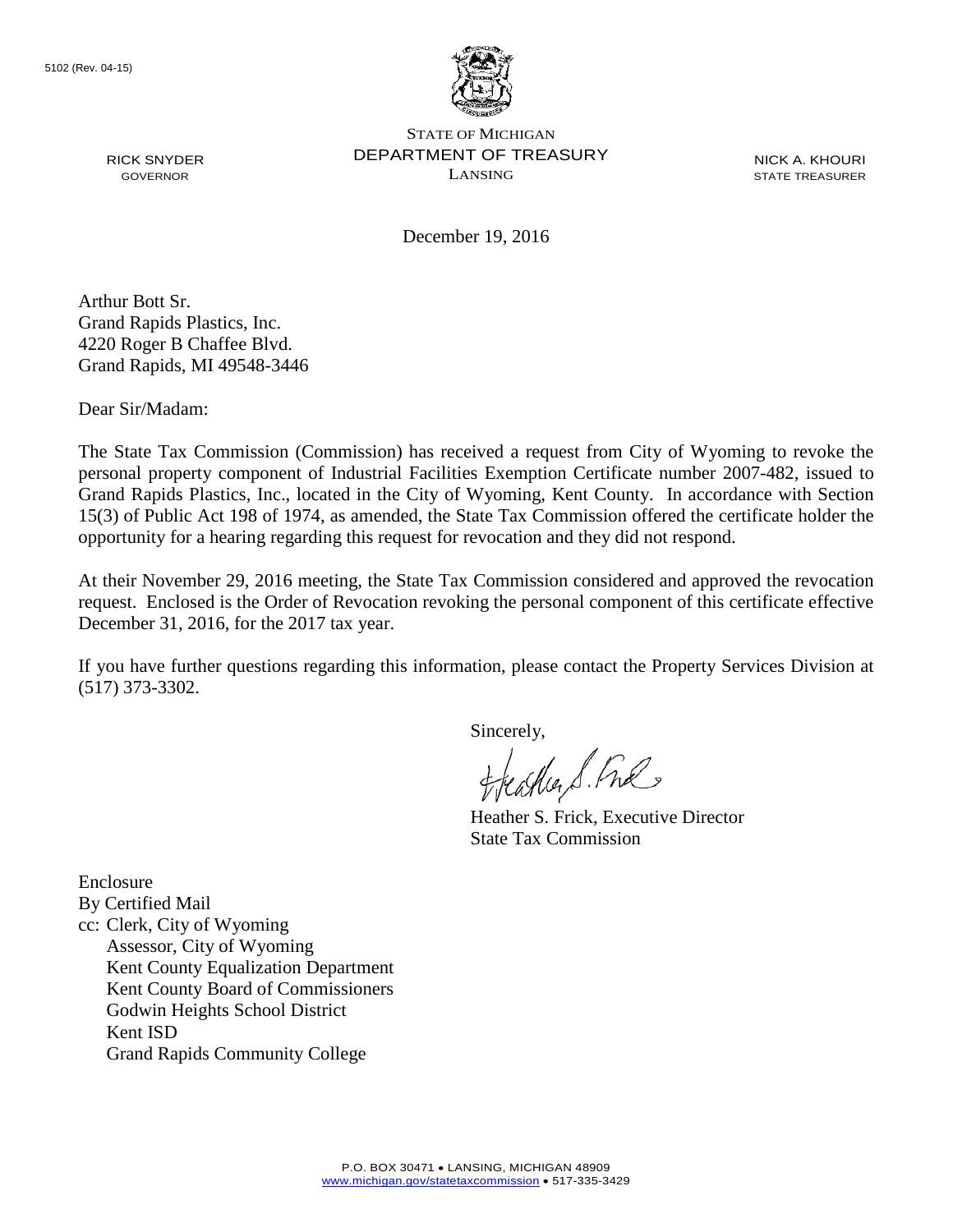5102 (Rev. 04-15)

STATE OF MICHIGAN
DEPARTMENT OF TREASURY
LANSING

RICK SNYDER
GOVERNOR

NICK A. KHOURI
STATE TREASURER

December 19, 2016

Arthur Bott Sr.
Grand Rapids Plastics, Inc.
4220 Roger B Chaffee Blvd.
Grand Rapids, MI 49548-3446

Dear Sir/Madam:

The State Tax Commission (Commission) has received a request from City of Wyoming to revoke the personal property component of Industrial Facilities Exemption Certificate number 2007-482, issued to Grand Rapids Plastics, Inc., located in the City of Wyoming, Kent County. In accordance with Section 15(3) of Public Act 198 of 1974, as amended, the State Tax Commission offered the certificate holder the opportunity for a hearing regarding this request for revocation and they did not respond.

At their November 29, 2016 meeting, the State Tax Commission considered and approved the revocation request. Enclosed is the Order of Revocation revoking the personal component of this certificate effective December 31, 2016, for the 2017 tax year.

If you have further questions regarding this information, please contact the Property Services Division at (517) 373-3302.

Sincerely,

Heather S. Frick, Executive Director
State Tax Commission

Enclosure
By Certified Mail
cc: Clerk, City of Wyoming
Assessor, City of Wyoming
Kent County Equalization Department
Kent County Board of Commissioners
Godwin Heights School District
Kent ISD
Grand Rapids Community College

P.O. BOX 30471 • LANSING, MICHIGAN 48909
www.michigan.gov/statetaxcommission • 517-335-3429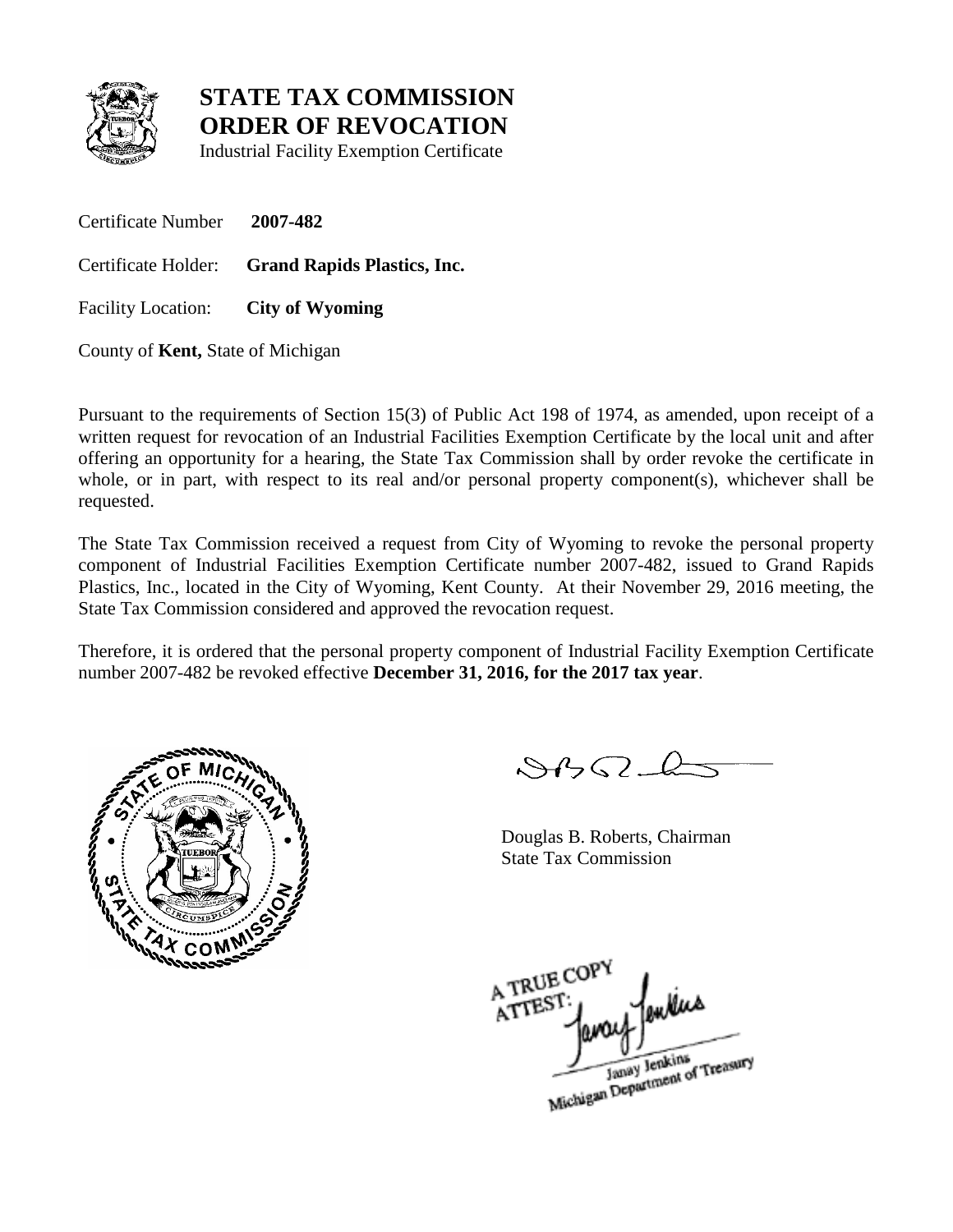# STATE TAX COMMISSION
# ORDER OF REVOCATION

Industrial Facility Exemption Certificate

Certificate Number **2007-482**

Certificate Holder: **Grand Rapids Plastics, Inc.**

Facility Location: **City of Wyoming**

County of **Kent,** State of Michigan

Pursuant to the requirements of Section 15(3) of Public Act 198 of 1974, as amended, upon receipt of a written request for revocation of an Industrial Facilities Exemption Certificate by the local unit and after offering an opportunity for a hearing, the State Tax Commission shall by order revoke the certificate in whole, or in part, with respect to its real and/or personal property component(s), whichever shall be requested.

The State Tax Commission received a request from City of Wyoming to revoke the personal property component of Industrial Facilities Exemption Certificate number 2007-482, issued to Grand Rapids Plastics, Inc., located in the City of Wyoming, Kent County. At their November 29, 2016 meeting, the State Tax Commission considered and approved the revocation request.

Therefore, it is ordered that the personal property component of Industrial Facility Exemption Certificate number 2007-482 be revoked effective **December 31, 2016, for the 2017 tax year**.

Douglas B. Roberts, Chairman
State Tax Commission

A TRUE COPY
ATTEST:
Janay Jenkins
Michigan Department of Treasury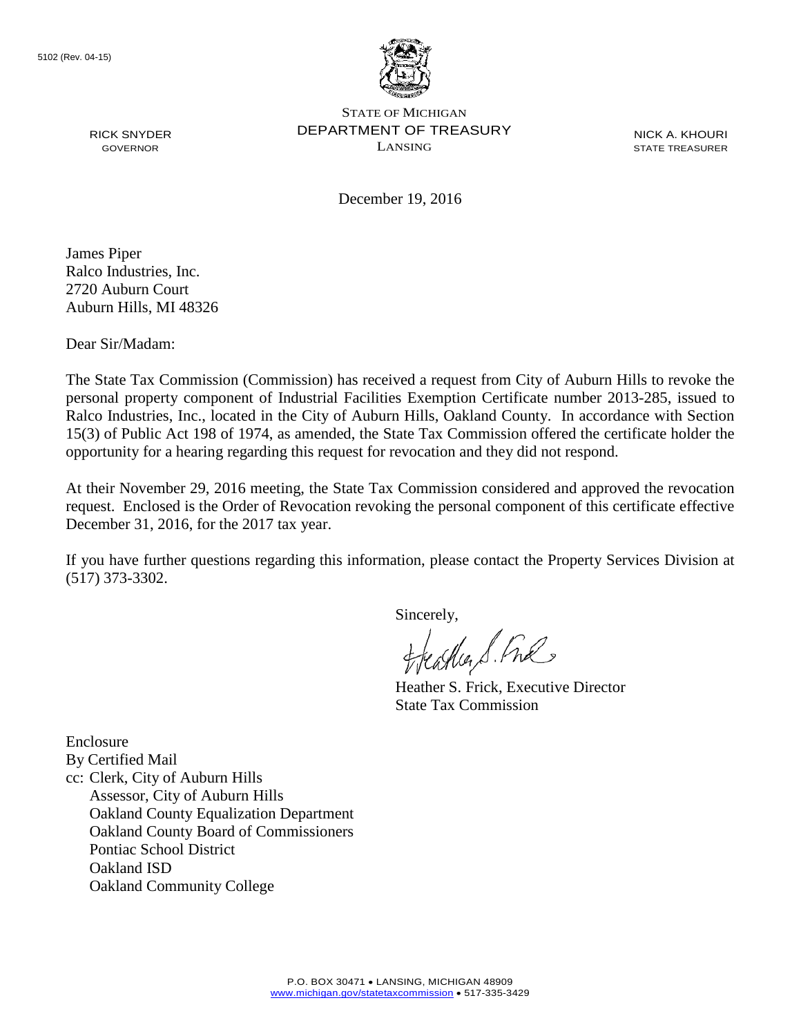5102 (Rev. 04-15)

STATE OF MICHIGAN
DEPARTMENT OF TREASURY
LANSING

RICK SNYDER
GOVERNOR

NICK A. KHOURI
STATE TREASURER

December 19, 2016

James Piper
Ralco Industries, Inc.
2720 Auburn Court
Auburn Hills, MI 48326

Dear Sir/Madam:

The State Tax Commission (Commission) has received a request from City of Auburn Hills to revoke the personal property component of Industrial Facilities Exemption Certificate number 2013-285, issued to Ralco Industries, Inc., located in the City of Auburn Hills, Oakland County. In accordance with Section 15(3) of Public Act 198 of 1974, as amended, the State Tax Commission offered the certificate holder the opportunity for a hearing regarding this request for revocation and they did not respond.

At their November 29, 2016 meeting, the State Tax Commission considered and approved the revocation request. Enclosed is the Order of Revocation revoking the personal component of this certificate effective December 31, 2016, for the 2017 tax year.

If you have further questions regarding this information, please contact the Property Services Division at (517) 373-3302.

Sincerely,

Heather S. Frick, Executive Director
State Tax Commission

Enclosure
By Certified Mail
cc: Clerk, City of Auburn Hills
 Assessor, City of Auburn Hills
 Oakland County Equalization Department
 Oakland County Board of Commissioners
 Pontiac School District
 Oakland ISD
 Oakland Community College

P.O. BOX 30471 • LANSING, MICHIGAN 48909
www.michigan.gov/statetaxcommission • 517-335-3429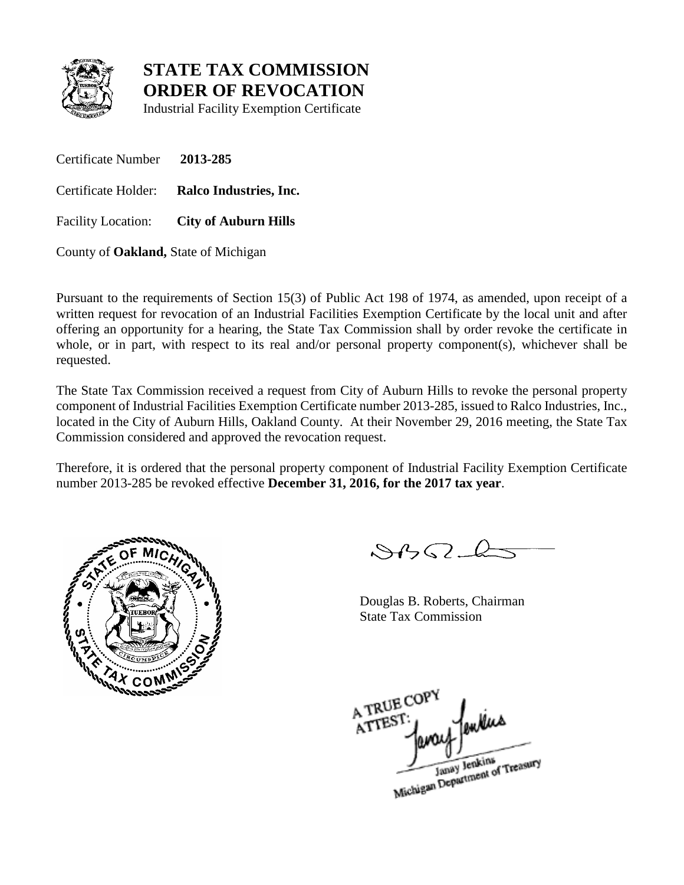# STATE TAX COMMISSION
# ORDER OF REVOCATION
Industrial Facility Exemption Certificate

Certificate Number **2013-285**

Certificate Holder: **Ralco Industries, Inc.**

Facility Location: **City of Auburn Hills**

County of **Oakland,** State of Michigan

Pursuant to the requirements of Section 15(3) of Public Act 198 of 1974, as amended, upon receipt of a written request for revocation of an Industrial Facilities Exemption Certificate by the local unit and after offering an opportunity for a hearing, the State Tax Commission shall by order revoke the certificate in whole, or in part, with respect to its real and/or personal property component(s), whichever shall be requested.

The State Tax Commission received a request from City of Auburn Hills to revoke the personal property component of Industrial Facilities Exemption Certificate number 2013-285, issued to Ralco Industries, Inc., located in the City of Auburn Hills, Oakland County. At their November 29, 2016 meeting, the State Tax Commission considered and approved the revocation request.

Therefore, it is ordered that the personal property component of Industrial Facility Exemption Certificate number 2013-285 be revoked effective **December 31, 2016, for the 2017 tax year**.

Douglas B. Roberts, Chairman
State Tax Commission

A TRUE COPY
ATTEST:
Janay Jenkins
Michigan Department of Treasury